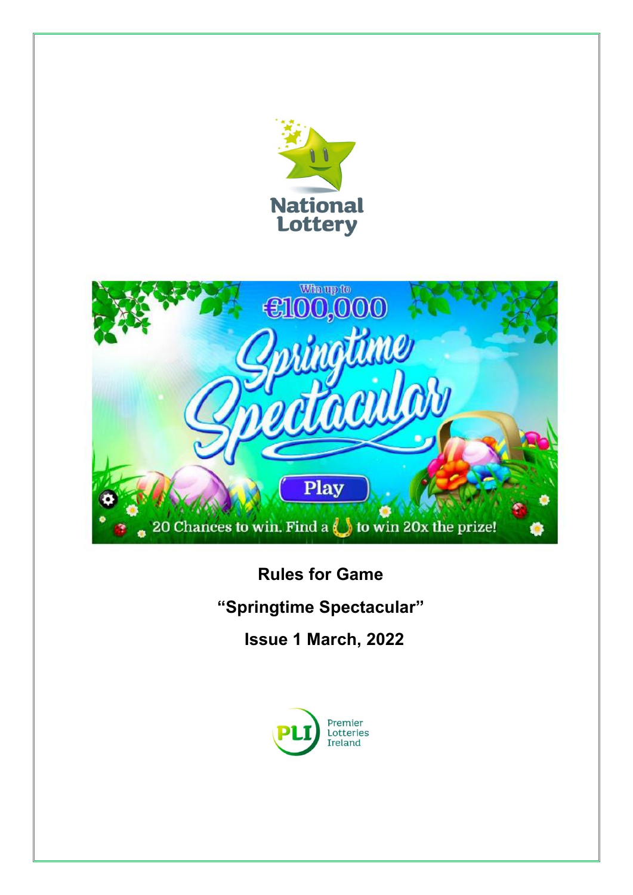**Rules for Game**

**"Springtime Spectacular"**

**Issue 1 March, 2022**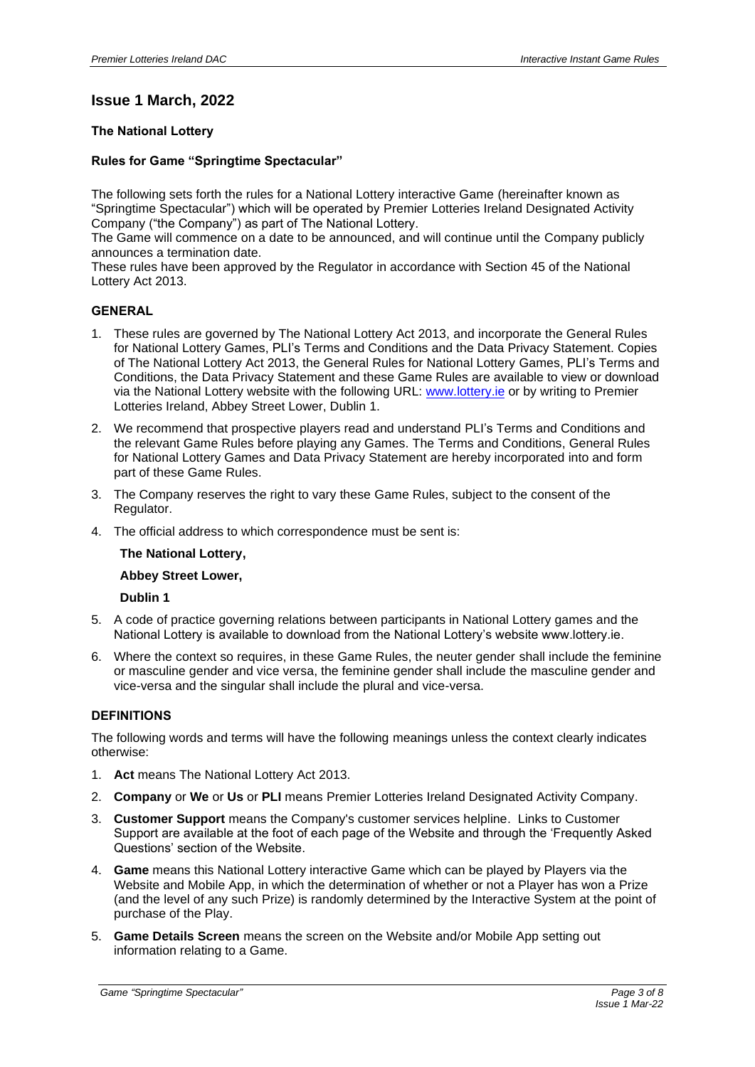## Issue 1 March, 2022

### The National Lottery

### Rules for Game "Springtime Spectacular"

The following sets forth the rules for a National Lottery interactive Game (hereinafter known as "Springtime Spectacular") which will be operated by Premier Lotteries Ireland Designated Activity Company ("the Company") as part of The National Lottery.

The Game will commence on a date to be announced, and will continue until the Company publicly announces a termination date.

These rules have been approved by the Regulator in accordance with Section 45 of the National Lottery Act 2013.

### GENERAL

1. These rules are governed by The National Lottery Act 2013, and incorporate the General Rules for National Lottery Games, PLI's Terms and Conditions and the Data Privacy Statement. Copies of The National Lottery Act 2013, the General Rules for National Lottery Games, PLI's Terms and Conditions, the Data Privacy Statement and these Game Rules are available to view or download via the National Lottery website with the following URL: www.lottery.ie or by writing to Premier Lotteries Ireland, Abbey Street Lower, Dublin 1.
2. We recommend that prospective players read and understand PLI's Terms and Conditions and the relevant Game Rules before playing any Games. The Terms and Conditions, General Rules for National Lottery Games and Data Privacy Statement are hereby incorporated into and form part of these Game Rules.
3. The Company reserves the right to vary these Game Rules, subject to the consent of the Regulator.
4. The official address to which correspondence must be sent is:

   **The National Lottery,**

   **Abbey Street Lower,**

   **Dublin 1**
5. A code of practice governing relations between participants in National Lottery games and the National Lottery is available to download from the National Lottery's website www.lottery.ie.
6. Where the context so requires, in these Game Rules, the neuter gender shall include the feminine or masculine gender and vice versa, the feminine gender shall include the masculine gender and vice-versa and the singular shall include the plural and vice-versa.

### DEFINITIONS

The following words and terms will have the following meanings unless the context clearly indicates otherwise:

1. **Act** means The National Lottery Act 2013.
2. **Company** or **We** or **Us** or **PLI** means Premier Lotteries Ireland Designated Activity Company.
3. **Customer Support** means the Company's customer services helpline. Links to Customer Support are available at the foot of each page of the Website and through the 'Frequently Asked Questions' section of the Website.
4. **Game** means this National Lottery interactive Game which can be played by Players via the Website and Mobile App, in which the determination of whether or not a Player has won a Prize (and the level of any such Prize) is randomly determined by the Interactive System at the point of purchase of the Play.
5. **Game Details Screen** means the screen on the Website and/or Mobile App setting out information relating to a Game.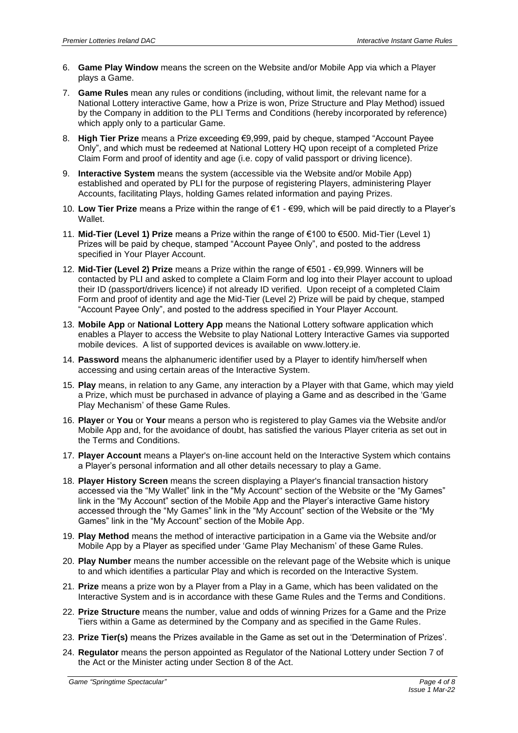6. **Game Play Window** means the screen on the Website and/or Mobile App via which a Player plays a Game.
7. **Game Rules** mean any rules or conditions (including, without limit, the relevant name for a National Lottery interactive Game, how a Prize is won, Prize Structure and Play Method) issued by the Company in addition to the PLI Terms and Conditions (hereby incorporated by reference) which apply only to a particular Game.
8. **High Tier Prize** means a Prize exceeding €9,999, paid by cheque, stamped "Account Payee Only", and which must be redeemed at National Lottery HQ upon receipt of a completed Prize Claim Form and proof of identity and age (i.e. copy of valid passport or driving licence).
9. **Interactive System** means the system (accessible via the Website and/or Mobile App) established and operated by PLI for the purpose of registering Players, administering Player Accounts, facilitating Plays, holding Games related information and paying Prizes.
10. **Low Tier Prize** means a Prize within the range of €1 - €99, which will be paid directly to a Player's Wallet.
11. **Mid-Tier (Level 1) Prize** means a Prize within the range of €100 to €500. Mid-Tier (Level 1) Prizes will be paid by cheque, stamped "Account Payee Only", and posted to the address specified in Your Player Account.
12. **Mid-Tier (Level 2) Prize** means a Prize within the range of €501 - €9,999. Winners will be contacted by PLI and asked to complete a Claim Form and log into their Player account to upload their ID (passport/drivers licence) if not already ID verified. Upon receipt of a completed Claim Form and proof of identity and age the Mid-Tier (Level 2) Prize will be paid by cheque, stamped "Account Payee Only", and posted to the address specified in Your Player Account.
13. **Mobile App** or **National Lottery App** means the National Lottery software application which enables a Player to access the Website to play National Lottery Interactive Games via supported mobile devices. A list of supported devices is available on www.lottery.ie.
14. **Password** means the alphanumeric identifier used by a Player to identify him/herself when accessing and using certain areas of the Interactive System.
15. **Play** means, in relation to any Game, any interaction by a Player with that Game, which may yield a Prize, which must be purchased in advance of playing a Game and as described in the 'Game Play Mechanism' of these Game Rules.
16. **Player** or **You** or **Your** means a person who is registered to play Games via the Website and/or Mobile App and, for the avoidance of doubt, has satisfied the various Player criteria as set out in the Terms and Conditions.
17. **Player Account** means a Player's on-line account held on the Interactive System which contains a Player's personal information and all other details necessary to play a Game.
18. **Player History Screen** means the screen displaying a Player's financial transaction history accessed via the "My Wallet" link in the "My Account" section of the Website or the "My Games" link in the "My Account" section of the Mobile App and the Player's interactive Game history accessed through the "My Games" link in the "My Account" section of the Website or the "My Games" link in the "My Account" section of the Mobile App.
19. **Play Method** means the method of interactive participation in a Game via the Website and/or Mobile App by a Player as specified under 'Game Play Mechanism' of these Game Rules.
20. **Play Number** means the number accessible on the relevant page of the Website which is unique to and which identifies a particular Play and which is recorded on the Interactive System.
21. **Prize** means a prize won by a Player from a Play in a Game, which has been validated on the Interactive System and is in accordance with these Game Rules and the Terms and Conditions.
22. **Prize Structure** means the number, value and odds of winning Prizes for a Game and the Prize Tiers within a Game as determined by the Company and as specified in the Game Rules.
23. **Prize Tier(s)** means the Prizes available in the Game as set out in the 'Determination of Prizes'.
24. **Regulator** means the person appointed as Regulator of the National Lottery under Section 7 of the Act or the Minister acting under Section 8 of the Act.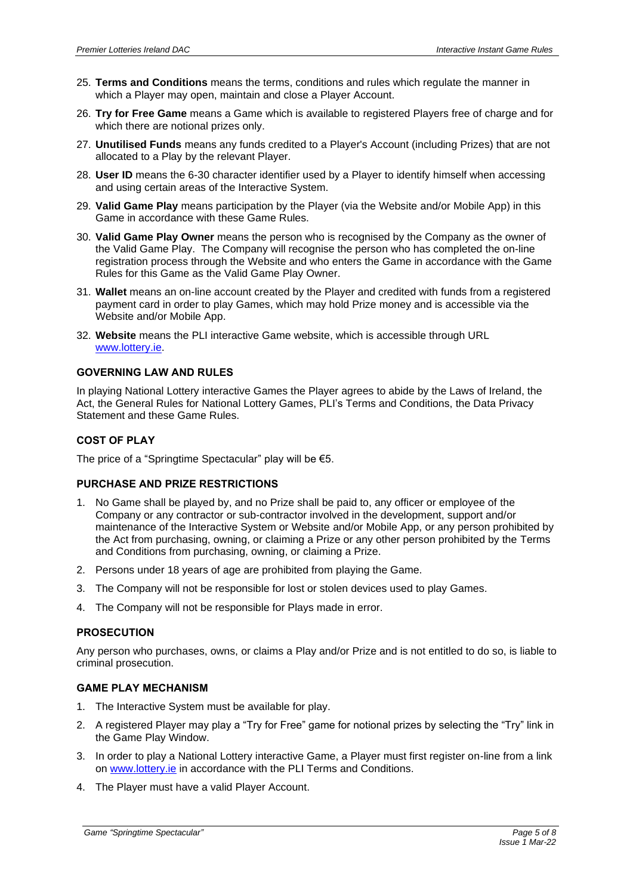25. **Terms and Conditions** means the terms, conditions and rules which regulate the manner in which a Player may open, maintain and close a Player Account.
26. **Try for Free Game** means a Game which is available to registered Players free of charge and for which there are notional prizes only.
27. **Unutilised Funds** means any funds credited to a Player's Account (including Prizes) that are not allocated to a Play by the relevant Player.
28. **User ID** means the 6-30 character identifier used by a Player to identify himself when accessing and using certain areas of the Interactive System.
29. **Valid Game Play** means participation by the Player (via the Website and/or Mobile App) in this Game in accordance with these Game Rules.
30. **Valid Game Play Owner** means the person who is recognised by the Company as the owner of the Valid Game Play. The Company will recognise the person who has completed the on-line registration process through the Website and who enters the Game in accordance with the Game Rules for this Game as the Valid Game Play Owner.
31. **Wallet** means an on-line account created by the Player and credited with funds from a registered payment card in order to play Games, which may hold Prize money and is accessible via the Website and/or Mobile App.
32. **Website** means the PLI interactive Game website, which is accessible through URL www.lottery.ie.

## GOVERNING LAW AND RULES

In playing National Lottery interactive Games the Player agrees to abide by the Laws of Ireland, the Act, the General Rules for National Lottery Games, PLI's Terms and Conditions, the Data Privacy Statement and these Game Rules.

## COST OF PLAY

The price of a "Springtime Spectacular" play will be €5.

## PURCHASE AND PRIZE RESTRICTIONS

1. No Game shall be played by, and no Prize shall be paid to, any officer or employee of the Company or any contractor or sub-contractor involved in the development, support and/or maintenance of the Interactive System or Website and/or Mobile App, or any person prohibited by the Act from purchasing, owning, or claiming a Prize or any other person prohibited by the Terms and Conditions from purchasing, owning, or claiming a Prize.
2. Persons under 18 years of age are prohibited from playing the Game.
3. The Company will not be responsible for lost or stolen devices used to play Games.
4. The Company will not be responsible for Plays made in error.

## PROSECUTION

Any person who purchases, owns, or claims a Play and/or Prize and is not entitled to do so, is liable to criminal prosecution.

## GAME PLAY MECHANISM

1. The Interactive System must be available for play.
2. A registered Player may play a "Try for Free" game for notional prizes by selecting the "Try" link in the Game Play Window.
3. In order to play a National Lottery interactive Game, a Player must first register on-line from a link on www.lottery.ie in accordance with the PLI Terms and Conditions.
4. The Player must have a valid Player Account.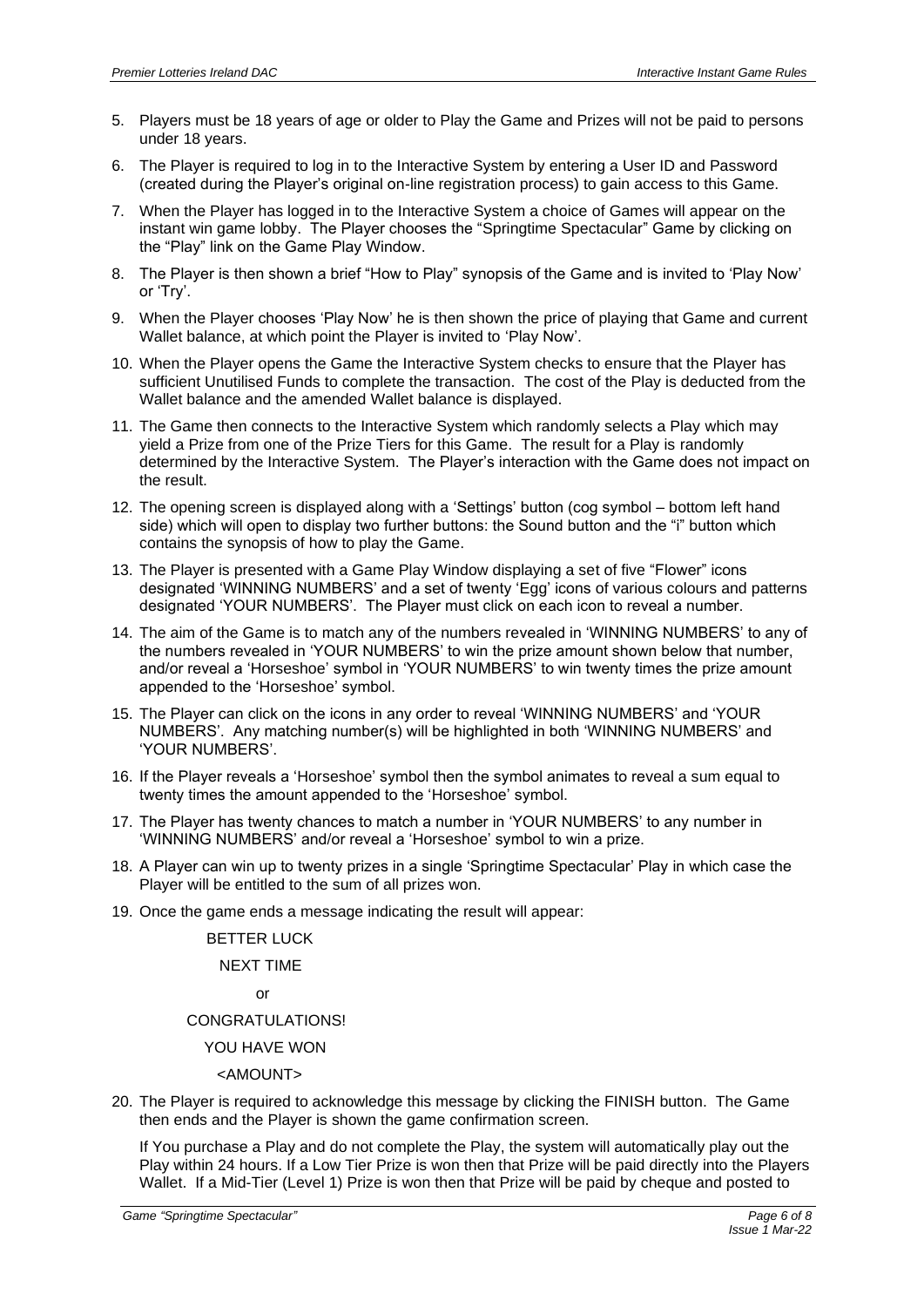5. Players must be 18 years of age or older to Play the Game and Prizes will not be paid to persons under 18 years.
6. The Player is required to log in to the Interactive System by entering a User ID and Password (created during the Player's original on-line registration process) to gain access to this Game.
7. When the Player has logged in to the Interactive System a choice of Games will appear on the instant win game lobby. The Player chooses the "Springtime Spectacular" Game by clicking on the "Play" link on the Game Play Window.
8. The Player is then shown a brief "How to Play" synopsis of the Game and is invited to 'Play Now' or 'Try'.
9. When the Player chooses 'Play Now' he is then shown the price of playing that Game and current Wallet balance, at which point the Player is invited to 'Play Now'.
10. When the Player opens the Game the Interactive System checks to ensure that the Player has sufficient Unutilised Funds to complete the transaction. The cost of the Play is deducted from the Wallet balance and the amended Wallet balance is displayed.
11. The Game then connects to the Interactive System which randomly selects a Play which may yield a Prize from one of the Prize Tiers for this Game. The result for a Play is randomly determined by the Interactive System. The Player's interaction with the Game does not impact on the result.
12. The opening screen is displayed along with a 'Settings' button (cog symbol – bottom left hand side) which will open to display two further buttons: the Sound button and the "i" button which contains the synopsis of how to play the Game.
13. The Player is presented with a Game Play Window displaying a set of five "Flower" icons designated 'WINNING NUMBERS' and a set of twenty 'Egg' icons of various colours and patterns designated 'YOUR NUMBERS'. The Player must click on each icon to reveal a number.
14. The aim of the Game is to match any of the numbers revealed in 'WINNING NUMBERS' to any of the numbers revealed in 'YOUR NUMBERS' to win the prize amount shown below that number, and/or reveal a 'Horseshoe' symbol in 'YOUR NUMBERS' to win twenty times the prize amount appended to the 'Horseshoe' symbol.
15. The Player can click on the icons in any order to reveal 'WINNING NUMBERS' and 'YOUR NUMBERS'. Any matching number(s) will be highlighted in both 'WINNING NUMBERS' and 'YOUR NUMBERS'.
16. If the Player reveals a 'Horseshoe' symbol then the symbol animates to reveal a sum equal to twenty times the amount appended to the 'Horseshoe' symbol.
17. The Player has twenty chances to match a number in 'YOUR NUMBERS' to any number in 'WINNING NUMBERS' and/or reveal a 'Horseshoe' symbol to win a prize.
18. A Player can win up to twenty prizes in a single 'Springtime Spectacular' Play in which case the Player will be entitled to the sum of all prizes won.
19. Once the game ends a message indicating the result will appear:

    BETTER LUCK

    NEXT TIME

    or

    CONGRATULATIONS!

    YOU HAVE WON

    <AMOUNT>

20. The Player is required to acknowledge this message by clicking the FINISH button. The Game then ends and the Player is shown the game confirmation screen.

    If You purchase a Play and do not complete the Play, the system will automatically play out the Play within 24 hours. If a Low Tier Prize is won then that Prize will be paid directly into the Players Wallet. If a Mid-Tier (Level 1) Prize is won then that Prize will be paid by cheque and posted to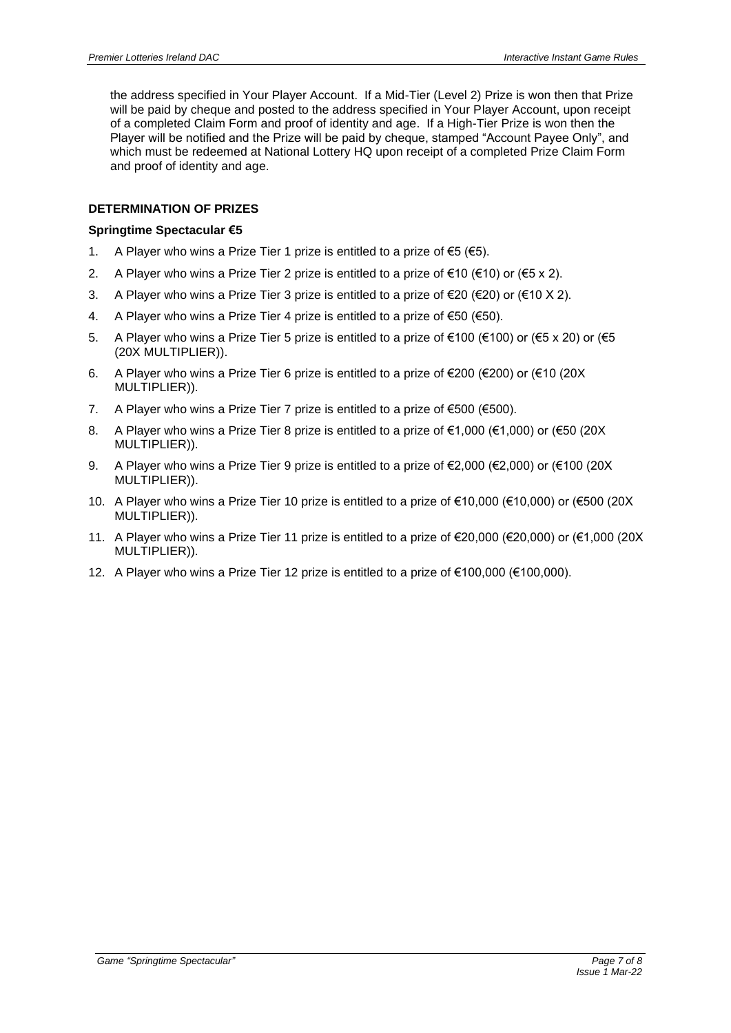the address specified in Your Player Account. If a Mid-Tier (Level 2) Prize is won then that Prize will be paid by cheque and posted to the address specified in Your Player Account, upon receipt of a completed Claim Form and proof of identity and age. If a High-Tier Prize is won then the Player will be notified and the Prize will be paid by cheque, stamped "Account Payee Only", and which must be redeemed at National Lottery HQ upon receipt of a completed Prize Claim Form and proof of identity and age.

**DETERMINATION OF PRIZES**

**Springtime Spectacular €5**

1. A Player who wins a Prize Tier 1 prize is entitled to a prize of €5 (€5).
2. A Player who wins a Prize Tier 2 prize is entitled to a prize of €10 (€10) or (€5 x 2).
3. A Player who wins a Prize Tier 3 prize is entitled to a prize of €20 (€20) or (€10 X 2).
4. A Player who wins a Prize Tier 4 prize is entitled to a prize of €50 (€50).
5. A Player who wins a Prize Tier 5 prize is entitled to a prize of €100 (€100) or (€5 x 20) or (€5 (20X MULTIPLIER)).
6. A Player who wins a Prize Tier 6 prize is entitled to a prize of €200 (€200) or (€10 (20X MULTIPLIER)).
7. A Player who wins a Prize Tier 7 prize is entitled to a prize of €500 (€500).
8. A Player who wins a Prize Tier 8 prize is entitled to a prize of €1,000 (€1,000) or (€50 (20X MULTIPLIER)).
9. A Player who wins a Prize Tier 9 prize is entitled to a prize of €2,000 (€2,000) or (€100 (20X MULTIPLIER)).
10. A Player who wins a Prize Tier 10 prize is entitled to a prize of €10,000 (€10,000) or (€500 (20X MULTIPLIER)).
11. A Player who wins a Prize Tier 11 prize is entitled to a prize of €20,000 (€20,000) or (€1,000 (20X MULTIPLIER)).
12. A Player who wins a Prize Tier 12 prize is entitled to a prize of €100,000 (€100,000).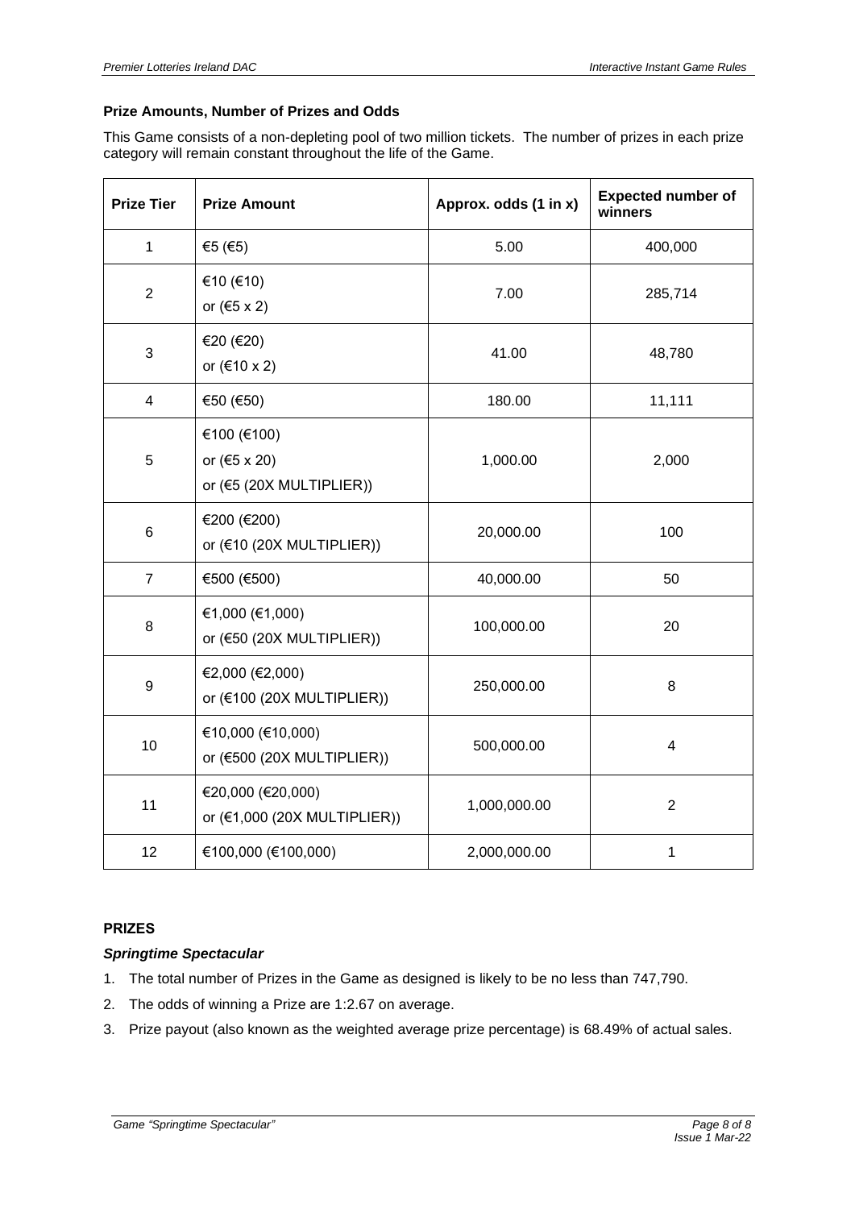**Prize Amounts, Number of Prizes and Odds**

This Game consists of a non-depleting pool of two million tickets. The number of prizes in each prize category will remain constant throughout the life of the Game.

| Prize Tier | Prize Amount | Approx. odds (1 in x) | Expected number of winners |
|---|---|---|---|
| 1 | €5 (€5) | 5.00 | 400,000 |
| 2 | €10 (€10)<br>or (€5 x 2) | 7.00 | 285,714 |
| 3 | €20 (€20)<br>or (€10 x 2) | 41.00 | 48,780 |
| 4 | €50 (€50) | 180.00 | 11,111 |
| 5 | €100 (€100)<br>or (€5 x 20)<br>or (€5 (20X MULTIPLIER)) | 1,000.00 | 2,000 |
| 6 | €200 (€200)<br>or (€10 (20X MULTIPLIER)) | 20,000.00 | 100 |
| 7 | €500 (€500) | 40,000.00 | 50 |
| 8 | €1,000 (€1,000)<br>or (€50 (20X MULTIPLIER)) | 100,000.00 | 20 |
| 9 | €2,000 (€2,000)<br>or (€100 (20X MULTIPLIER)) | 250,000.00 | 8 |
| 10 | €10,000 (€10,000)<br>or (€500 (20X MULTIPLIER)) | 500,000.00 | 4 |
| 11 | €20,000 (€20,000)<br>or (€1,000 (20X MULTIPLIER)) | 1,000,000.00 | 2 |
| 12 | €100,000 (€100,000) | 2,000,000.00 | 1 |

**PRIZES**

***Springtime Spectacular***

1. The total number of Prizes in the Game as designed is likely to be no less than 747,790.
2. The odds of winning a Prize are 1:2.67 on average.
3. Prize payout (also known as the weighted average prize percentage) is 68.49% of actual sales.